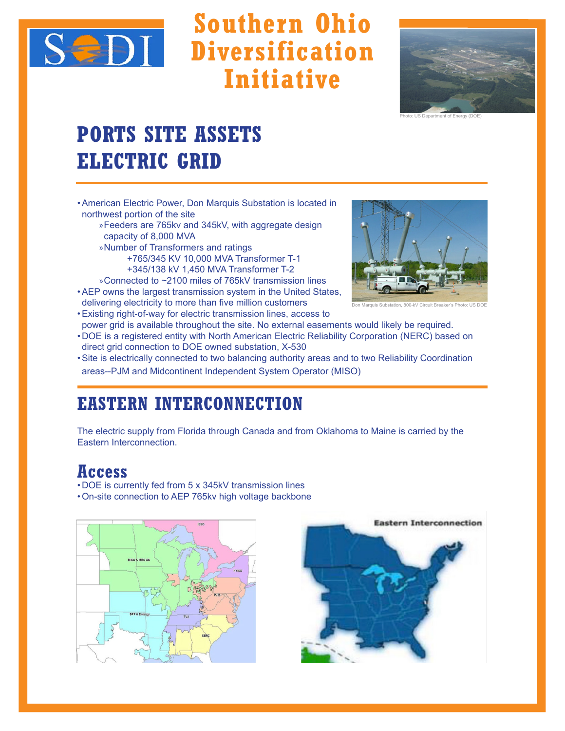# Southern Ohio Diversification Initiative

Photo: US Department of Energy (DOE)

## PORTS SITE ASSETS
## ELECTRIC GRID

- American Electric Power, Don Marquis Substation is located in northwest portion of the site
  - Feeders are 765kv and 345kV, with aggregate design capacity of 8,000 MVA
  - Number of Transformers and ratings
    - +765/345 KV 10,000 MVA Transformer T-1
    - +345/138 kV 1,450 MVA Transformer T-2
  - Connected to ~2100 miles of 765kV transmission lines
- AEP owns the largest transmission system in the United States, delivering electricity to more than five million customers
- Existing right-of-way for electric transmission lines, access to power grid is available throughout the site. No external easements would likely be required.
- DOE is a registered entity with North American Electric Reliability Corporation (NERC) based on direct grid connection to DOE owned substation, X-530
- Site is electrically connected to two balancing authority areas and to two Reliability Coordination areas--PJM and Midcontinent Independent System Operator (MISO)

Don Marquis Substation, 800-kV Circuit Breaker's Photo: US DOE

## EASTERN INTERCONNECTION

The electric supply from Florida through Canada and from Oklahoma to Maine is carried by the Eastern Interconnection.

### Access

- DOE is currently fed from 5 x 345kV transmission lines
- On-site connection to AEP 765kv high voltage backbone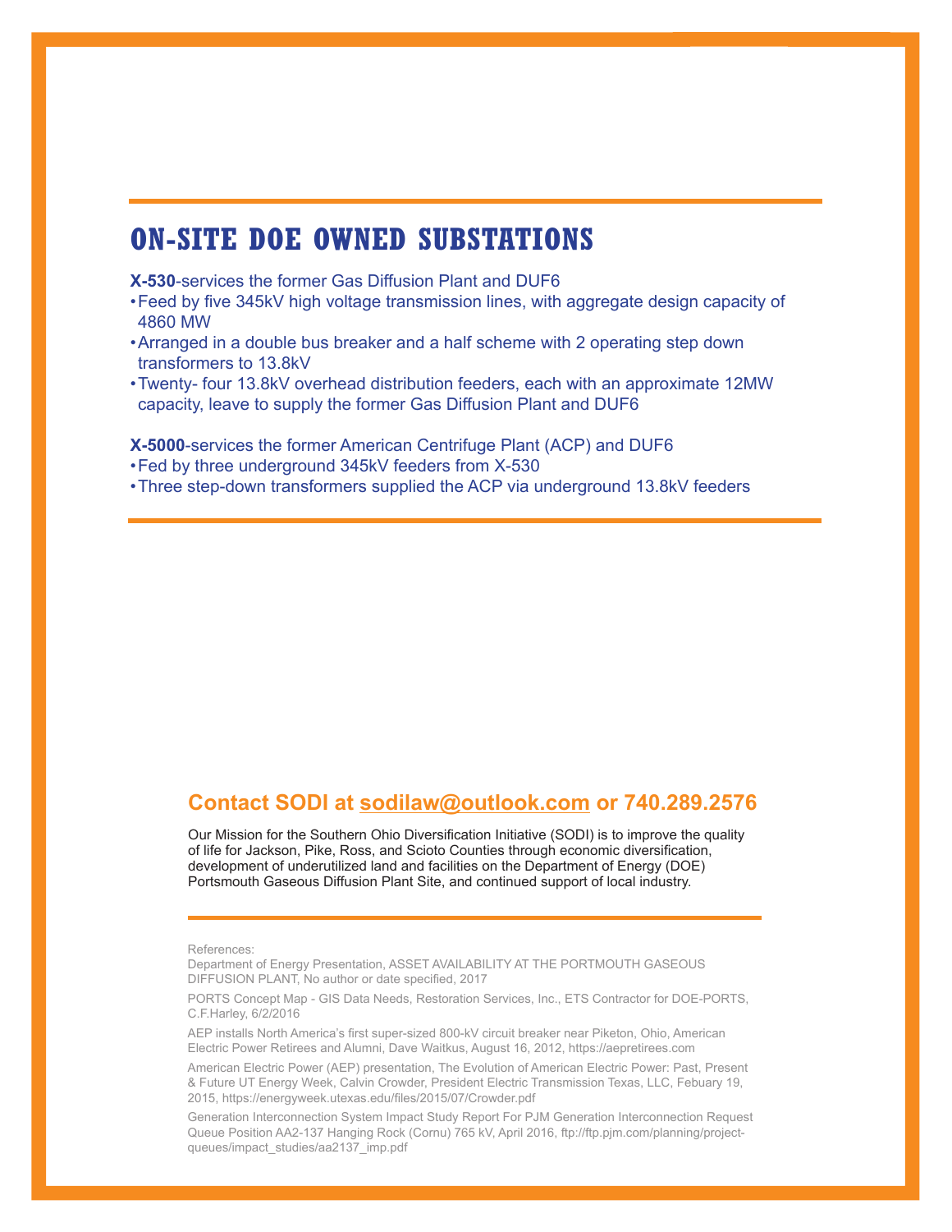## ON-SITE DOE OWNED SUBSTATIONS

**X-530**-services the former Gas Diffusion Plant and DUF6

- Feed by five 345kV high voltage transmission lines, with aggregate design capacity of 4860 MW
- Arranged in a double bus breaker and a half scheme with 2 operating step down transformers to 13.8kV
- Twenty- four 13.8kV overhead distribution feeders, each with an approximate 12MW capacity, leave to supply the former Gas Diffusion Plant and DUF6

**X-5000**-services the former American Centrifuge Plant (ACP) and DUF6

- Fed by three underground 345kV feeders from X-530
- Three step-down transformers supplied the ACP via underground 13.8kV feeders

### Contact SODI at sodilaw@outlook.com or 740.289.2576

Our Mission for the Southern Ohio Diversification Initiative (SODI) is to improve the quality of life for Jackson, Pike, Ross, and Scioto Counties through economic diversification, development of underutilized land and facilities on the Department of Energy (DOE) Portsmouth Gaseous Diffusion Plant Site, and continued support of local industry.

References:

Department of Energy Presentation, ASSET AVAILABILITY AT THE PORTMOUTH GASEOUS DIFFUSION PLANT, No author or date specified, 2017

PORTS Concept Map - GIS Data Needs, Restoration Services, Inc., ETS Contractor for DOE-PORTS, C.F.Harley, 6/2/2016

AEP installs North America's first super-sized 800-kV circuit breaker near Piketon, Ohio, American Electric Power Retirees and Alumni, Dave Waitkus, August 16, 2012, https://aepretirees.com

American Electric Power (AEP) presentation, The Evolution of American Electric Power: Past, Present & Future UT Energy Week, Calvin Crowder, President Electric Transmission Texas, LLC, Febuary 19, 2015, https://energyweek.utexas.edu/files/2015/07/Crowder.pdf

Generation Interconnection System Impact Study Report For PJM Generation Interconnection Request Queue Position AA2-137 Hanging Rock (Cornu) 765 kV, April 2016, ftp://ftp.pjm.com/planning/project-queues/impact_studies/aa2137_imp.pdf